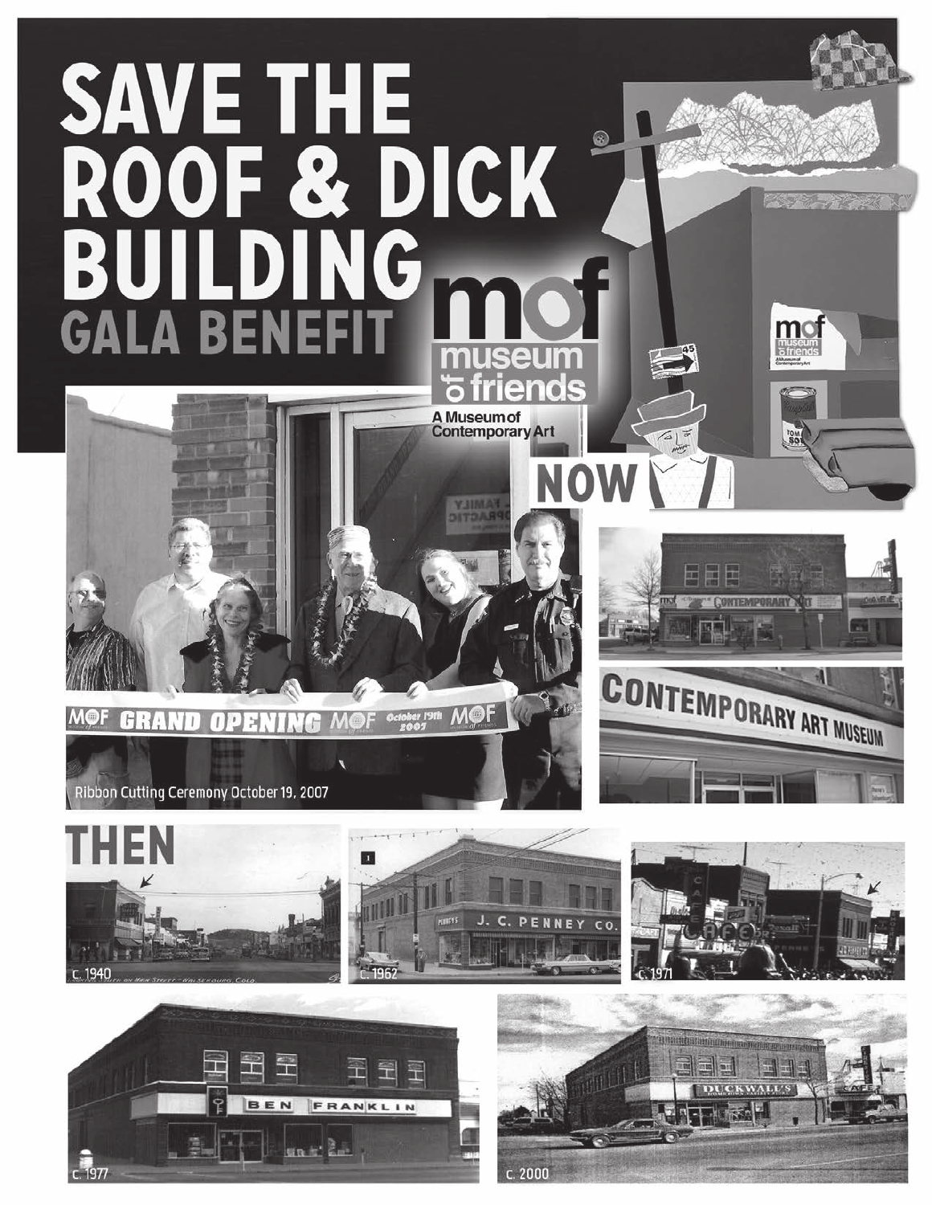# SAVE THE ROOF & DICK BUILDING

## GALA BENEFIT

mof museum of friends

A Museum of Contemporary Art

NOW

Ribbon Cutting Ceremony October 19, 2007

THEN

c. 1940

c. 1962

c. 1971

c. 1977

c. 2000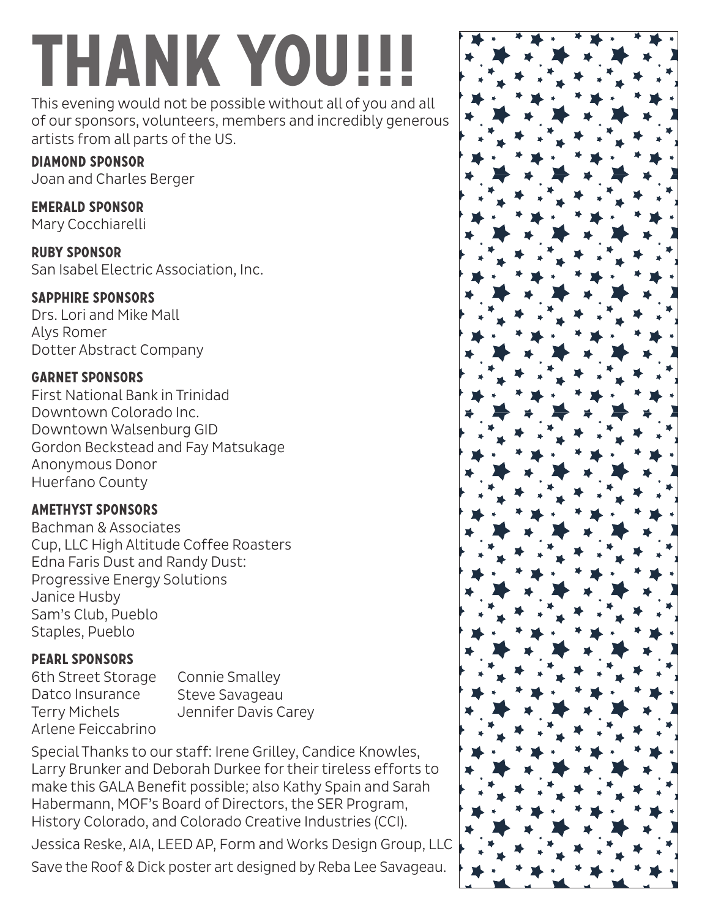# THANK YOU!!!

This evening would not be possible without all of you and all of our sponsors, volunteers, members and incredibly generous artists from all parts of the US.

### DIAMOND SPONSOR

Joan and Charles Berger

### EMERALD SPONSOR

Mary Cocchiarelli

### RUBY SPONSOR

San Isabel Electric Association, Inc.

### SAPPHIRE SPONSORS

Drs. Lori and Mike Mall
Alys Romer
Dotter Abstract Company

### GARNET SPONSORS

First National Bank in Trinidad
Downtown Colorado Inc.
Downtown Walsenburg GID
Gordon Beckstead and Fay Matsukage
Anonymous Donor
Huerfano County

### AMETHYST SPONSORS

Bachman & Associates
Cup, LLC High Altitude Coffee Roasters
Edna Faris Dust and Randy Dust:
Progressive Energy Solutions
Janice Husby
Sam's Club, Pueblo
Staples, Pueblo

### PEARL SPONSORS

6th Street Storage
Datco Insurance
Terry Michels
Arlene Feiccabrino
Connie Smalley
Steve Savageau
Jennifer Davis Carey

Special Thanks to our staff: Irene Grilley, Candice Knowles, Larry Brunker and Deborah Durkee for their tireless efforts to make this GALA Benefit possible; also Kathy Spain and Sarah Habermann, MOF's Board of Directors, the SER Program, History Colorado, and Colorado Creative Industries (CCI).

Jessica Reske, AIA, LEED AP, Form and Works Design Group, LLC

Save the Roof & Dick poster art designed by Reba Lee Savageau.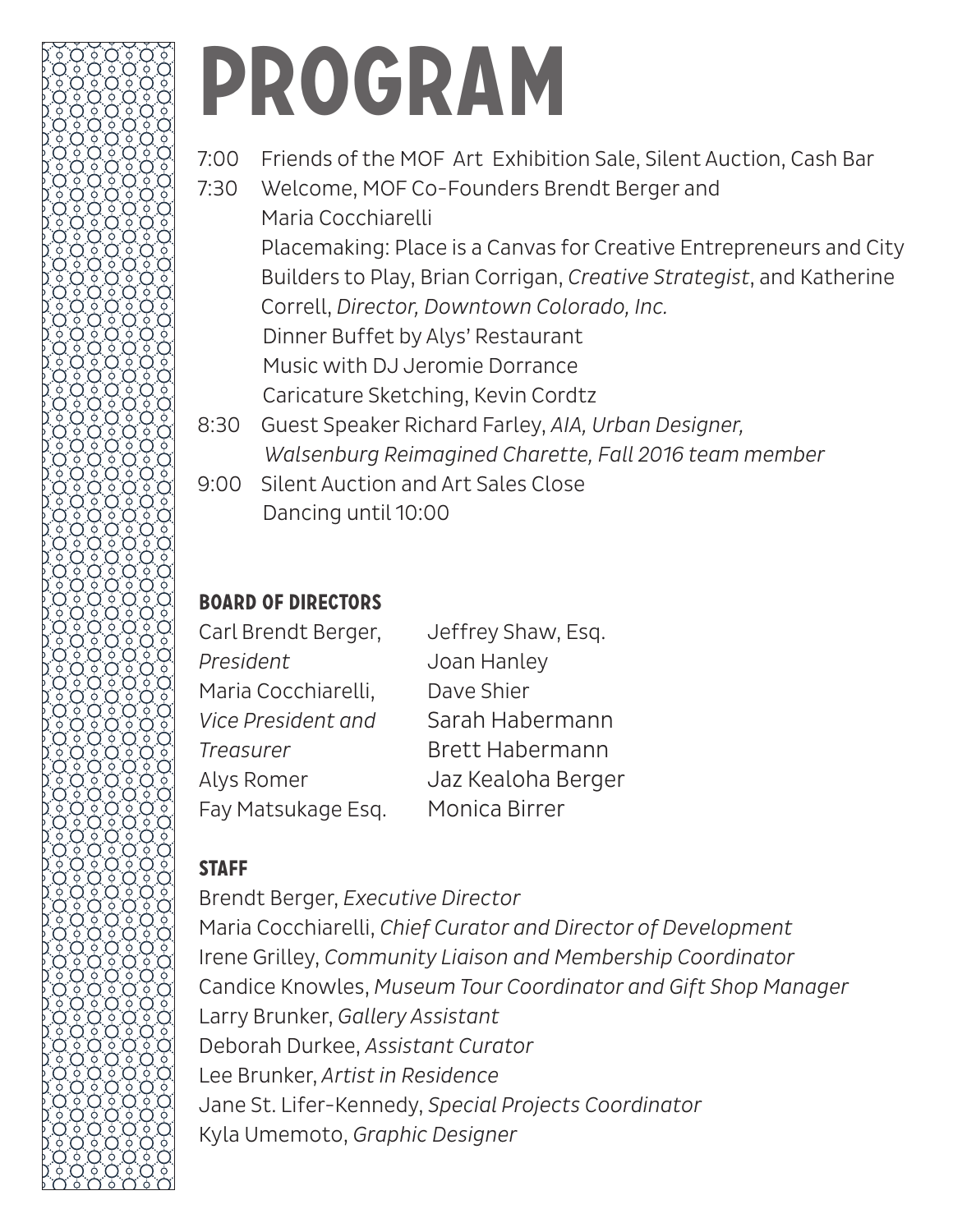# PROGRAM

7:00 Friends of the MOF Art Exhibition Sale, Silent Auction, Cash Bar

7:30 Welcome, MOF Co-Founders Brendt Berger and Maria Cocchiarelli

Placemaking: Place is a Canvas for Creative Entrepreneurs and City Builders to Play, Brian Corrigan, *Creative Strategist*, and Katherine Correll, *Director, Downtown Colorado, Inc.*

Dinner Buffet by Alys' Restaurant

Music with DJ Jeromie Dorrance

Caricature Sketching, Kevin Cordtz

8:30 Guest Speaker Richard Farley, *AIA, Urban Designer, Walsenburg Reimagined Charette, Fall 2016 team member*

9:00 Silent Auction and Art Sales Close

Dancing until 10:00

## BOARD OF DIRECTORS

Carl Brendt Berger, *President*

Maria Cocchiarelli, *Vice President and Treasurer*

Alys Romer

Fay Matsukage Esq.

Jeffrey Shaw, Esq.

Joan Hanley

Dave Shier

Sarah Habermann

Brett Habermann

Jaz Kealoha Berger

Monica Birrer

## STAFF

Brendt Berger, *Executive Director*

Maria Cocchiarelli, *Chief Curator and Director of Development*

Irene Grilley, *Community Liaison and Membership Coordinator*

Candice Knowles, *Museum Tour Coordinator and Gift Shop Manager*

Larry Brunker, *Gallery Assistant*

Deborah Durkee, *Assistant Curator*

Lee Brunker, *Artist in Residence*

Jane St. Lifer-Kennedy, *Special Projects Coordinator*

Kyla Umemoto, *Graphic Designer*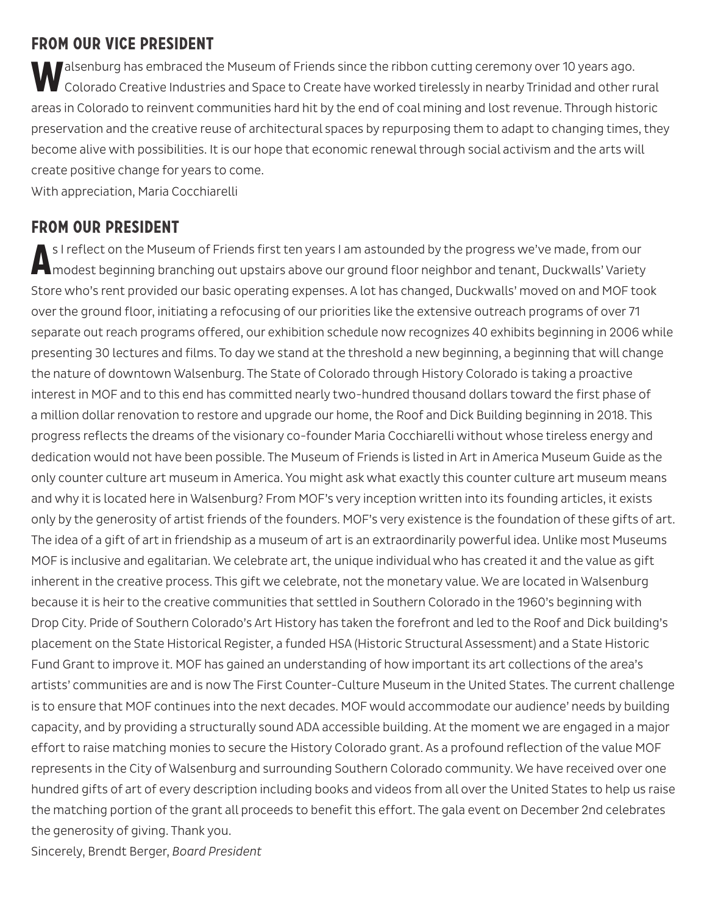## FROM OUR VICE PRESIDENT

Walsenburg has embraced the Museum of Friends since the ribbon cutting ceremony over 10 years ago. Colorado Creative Industries and Space to Create have worked tirelessly in nearby Trinidad and other rural areas in Colorado to reinvent communities hard hit by the end of coal mining and lost revenue. Through historic preservation and the creative reuse of architectural spaces by repurposing them to adapt to changing times, they become alive with possibilities. It is our hope that economic renewal through social activism and the arts will create positive change for years to come.
With appreciation, Maria Cocchiarelli

## FROM OUR PRESIDENT

As I reflect on the Museum of Friends first ten years I am astounded by the progress we've made, from our modest beginning branching out upstairs above our ground floor neighbor and tenant, Duckwalls' Variety Store who's rent provided our basic operating expenses. A lot has changed, Duckwalls' moved on and MOF took over the ground floor, initiating a refocusing of our priorities like the extensive outreach programs of over 71 separate out reach programs offered, our exhibition schedule now recognizes 40 exhibits beginning in 2006 while presenting 30 lectures and films. To day we stand at the threshold a new beginning, a beginning that will change the nature of downtown Walsenburg. The State of Colorado through History Colorado is taking a proactive interest in MOF and to this end has committed nearly two-hundred thousand dollars toward the first phase of a million dollar renovation to restore and upgrade our home, the Roof and Dick Building beginning in 2018. This progress reflects the dreams of the visionary co-founder Maria Cocchiarelli without whose tireless energy and dedication would not have been possible. The Museum of Friends is listed in Art in America Museum Guide as the only counter culture art museum in America. You might ask what exactly this counter culture art museum means and why it is located here in Walsenburg? From MOF's very inception written into its founding articles, it exists only by the generosity of artist friends of the founders. MOF's very existence is the foundation of these gifts of art. The idea of a gift of art in friendship as a museum of art is an extraordinarily powerful idea. Unlike most Museums MOF is inclusive and egalitarian. We celebrate art, the unique individual who has created it and the value as gift inherent in the creative process. This gift we celebrate, not the monetary value. We are located in Walsenburg because it is heir to the creative communities that settled in Southern Colorado in the 1960's beginning with Drop City. Pride of Southern Colorado's Art History has taken the forefront and led to the Roof and Dick building's placement on the State Historical Register, a funded HSA (Historic Structural Assessment) and a State Historic Fund Grant to improve it. MOF has gained an understanding of how important its art collections of the area's artists' communities are and is now The First Counter-Culture Museum in the United States. The current challenge is to ensure that MOF continues into the next decades. MOF would accommodate our audience' needs by building capacity, and by providing a structurally sound ADA accessible building. At the moment we are engaged in a major effort to raise matching monies to secure the History Colorado grant. As a profound reflection of the value MOF represents in the City of Walsenburg and surrounding Southern Colorado community. We have received over one hundred gifts of art of every description including books and videos from all over the United States to help us raise the matching portion of the grant all proceeds to benefit this effort. The gala event on December 2nd celebrates the generosity of giving. Thank you.
Sincerely, Brendt Berger, *Board President*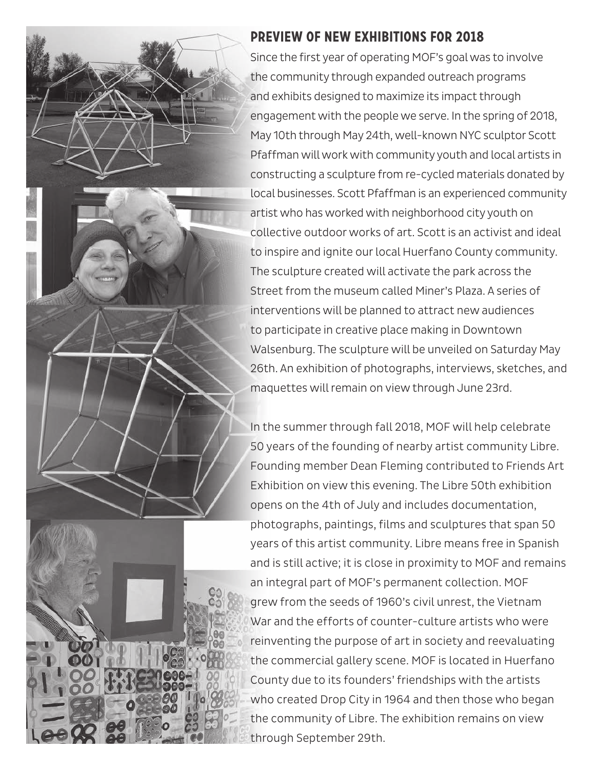## PREVIEW OF NEW EXHIBITIONS FOR 2018

Since the first year of operating MOF's goal was to involve the community through expanded outreach programs and exhibits designed to maximize its impact through engagement with the people we serve. In the spring of 2018, May 10th through May 24th, well-known NYC sculptor Scott Pfaffman will work with community youth and local artists in constructing a sculpture from re-cycled materials donated by local businesses. Scott Pfaffman is an experienced community artist who has worked with neighborhood city youth on collective outdoor works of art. Scott is an activist and ideal to inspire and ignite our local Huerfano County community. The sculpture created will activate the park across the Street from the museum called Miner's Plaza. A series of interventions will be planned to attract new audiences to participate in creative place making in Downtown Walsenburg. The sculpture will be unveiled on Saturday May 26th. An exhibition of photographs, interviews, sketches, and maquettes will remain on view through June 23rd.

In the summer through fall 2018, MOF will help celebrate 50 years of the founding of nearby artist community Libre. Founding member Dean Fleming contributed to Friends Art Exhibition on view this evening. The Libre 50th exhibition opens on the 4th of July and includes documentation, photographs, paintings, films and sculptures that span 50 years of this artist community. Libre means free in Spanish and is still active; it is close in proximity to MOF and remains an integral part of MOF's permanent collection. MOF grew from the seeds of 1960's civil unrest, the Vietnam War and the efforts of counter-culture artists who were reinventing the purpose of art in society and reevaluating the commercial gallery scene. MOF is located in Huerfano County due to its founders' friendships with the artists who created Drop City in 1964 and then those who began the community of Libre. The exhibition remains on view through September 29th.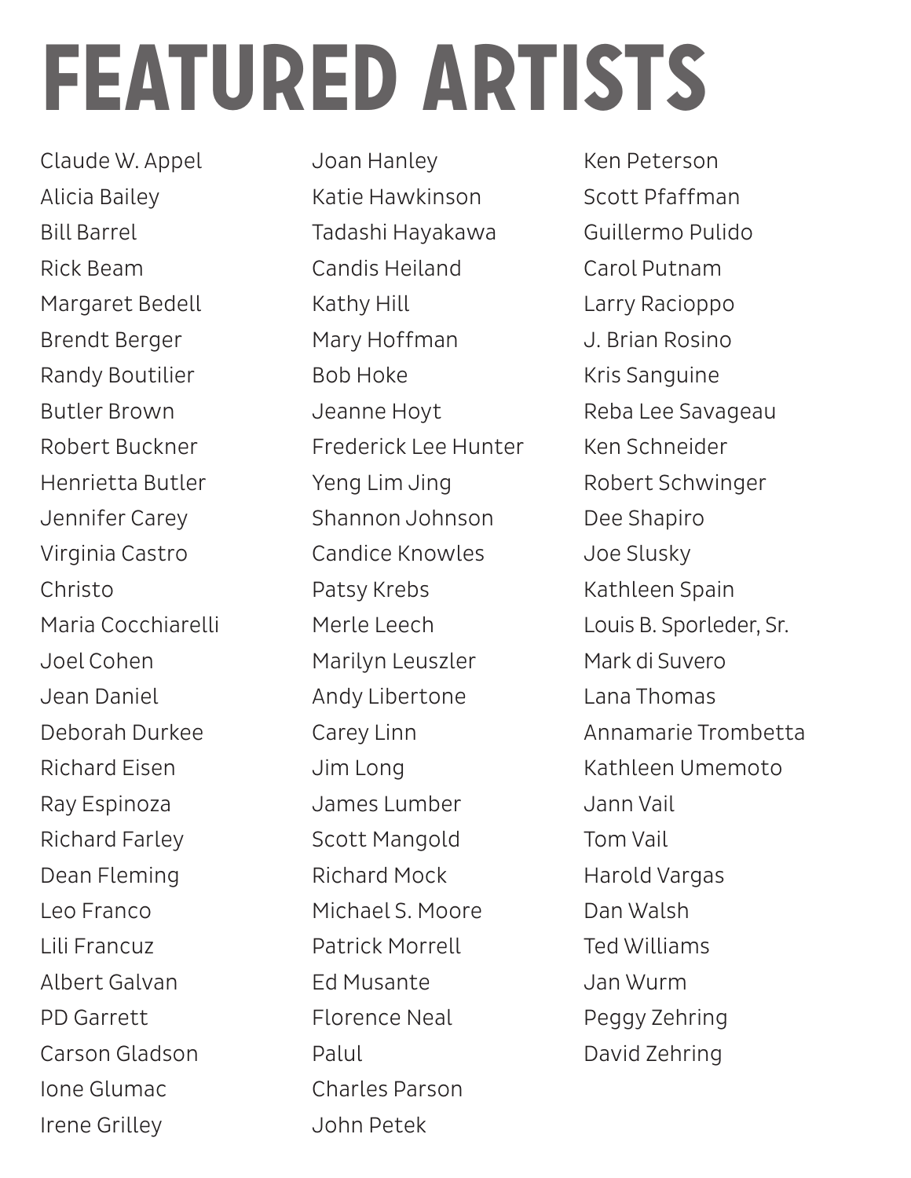# FEATURED ARTISTS

Claude W. Appel
Alicia Bailey
Bill Barrel
Rick Beam
Margaret Bedell
Brendt Berger
Randy Boutilier
Butler Brown
Robert Buckner
Henrietta Butler
Jennifer Carey
Virginia Castro
Christo
Maria Cocchiarelli
Joel Cohen
Jean Daniel
Deborah Durkee
Richard Eisen
Ray Espinoza
Richard Farley
Dean Fleming
Leo Franco
Lili Francuz
Albert Galvan
PD Garrett
Carson Gladson
Ione Glumac
Irene Grilley
Joan Hanley
Katie Hawkinson
Tadashi Hayakawa
Candis Heiland
Kathy Hill
Mary Hoffman
Bob Hoke
Jeanne Hoyt
Frederick Lee Hunter
Yeng Lim Jing
Shannon Johnson
Candice Knowles
Patsy Krebs
Merle Leech
Marilyn Leuszler
Andy Libertone
Carey Linn
Jim Long
James Lumber
Scott Mangold
Richard Mock
Michael S. Moore
Patrick Morrell
Ed Musante
Florence Neal
Palul
Charles Parson
John Petek
Ken Peterson
Scott Pfaffman
Guillermo Pulido
Carol Putnam
Larry Racioppo
J. Brian Rosino
Kris Sanguine
Reba Lee Savageau
Ken Schneider
Robert Schwinger
Dee Shapiro
Joe Slusky
Kathleen Spain
Louis B. Sporleder, Sr.
Mark di Suvero
Lana Thomas
Annamarie Trombetta
Kathleen Umemoto
Jann Vail
Tom Vail
Harold Vargas
Dan Walsh
Ted Williams
Jan Wurm
Peggy Zehring
David Zehring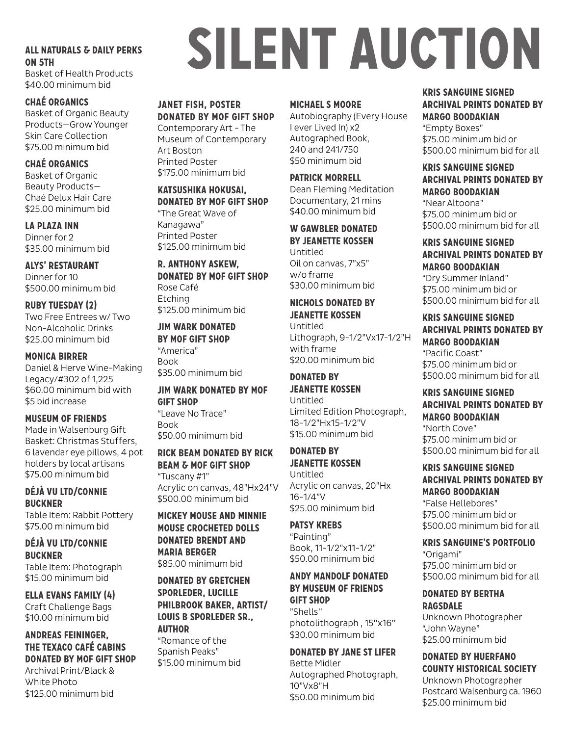# SILENT AUCTION

**ALL NATURALS & DAILY PERKS ON 5TH**
Basket of Health Products
$40.00 minimum bid

**CHAÉ ORGANICS**
Basket of Organic Beauty Products—Grow Younger Skin Care Collection
$75.00 minimum bid

**CHAÉ ORGANICS**
Basket of Organic Beauty Products—Chaé Delux Hair Care
$25.00 minimum bid

**LA PLAZA INN**
Dinner for 2
$35.00 minimum bid

**ALYS' RESTAURANT**
Dinner for 10
$500.00 minimum bid

**RUBY TUESDAY (2)**
Two Free Entrees w/ Two Non-Alcoholic Drinks
$25.00 minimum bid

**MONICA BIRRER**
Daniel & Herve Wine-Making Legacy/#302 of 1,225
$60.00 minimum bid with $5 bid increase

**MUSEUM OF FRIENDS**
Made in Walsenburg Gift Basket: Christmas Stuffers, 6 lavendar eye pillows, 4 pot holders by local artisans
$75.00 minimum bid

**DÉJÀ VU LTD/CONNIE BUCKNER**
Table Item: Rabbit Pottery
$75.00 minimum bid

**DÉJÀ VU LTD/CONNIE BUCKNER**
Table Item: Photograph
$15.00 minimum bid

**ELLA EVANS FAMILY (4)**
Craft Challenge Bags
$10.00 minimum bid

**ANDREAS FEININGER, THE TEXACO CAFÉ CABINS DONATED BY MOF GIFT SHOP**
Archival Print/Black & White Photo
$125.00 minimum bid

**JANET FISH, POSTER DONATED BY MOF GIFT SHOP**
Contemporary Art - The Museum of Contemporary Art Boston
Printed Poster
$175.00 minimum bid

**KATSUSHIKA HOKUSAI, DONATED BY MOF GIFT SHOP**
"The Great Wave of Kanagawa"
Printed Poster
$125.00 minimum bid

**R. ANTHONY ASKEW, DONATED BY MOF GIFT SHOP**
Rose Café
Etching
$125.00 minimum bid

**JIM WARK DONATED BY MOF GIFT SHOP**
"America"
Book
$35.00 minimum bid

**JIM WARK DONATED BY MOF GIFT SHOP**
"Leave No Trace"
Book
$50.00 minimum bid

**RICK BEAM DONATED BY RICK BEAM & MOF GIFT SHOP**
"Tuscany #1"
Acrylic on canvas, 48"Hx24"V
$500.00 minimum bid

**MICKEY MOUSE AND MINNIE MOUSE CROCHETED DOLLS DONATED BRENDT AND MARIA BERGER**
$85.00 minimum bid

**DONATED BY GRETCHEN SPORLEDER, LUCILLE PHILBROOK BAKER, ARTIST/ LOUIS B SPORLEDER SR., AUTHOR**
"Romance of the Spanish Peaks"
$15.00 minimum bid

**MICHAEL S MOORE**
Autobiography (Every House I ever Lived In) x2
Autographed Book, 240 and 241/750
$50 minimum bid

**PATRICK MORRELL**
Dean Fleming Meditation Documentary, 21 mins
$40.00 minimum bid

**W GAWBLER DONATED BY JEANETTE KOSSEN**
Untitled
Oil on canvas, 7"x5" w/o frame
$30.00 minimum bid

**NICHOLS DONATED BY JEANETTE KOSSEN**
Untitled
Lithograph, 9-1/2"Vx17-1/2"H with frame
$20.00 minimum bid

**DONATED BY JEANETTE KOSSEN**
Untitled
Limited Edition Photograph, 18-1/2"Hx15-1/2"V
$15.00 minimum bid

**DONATED BY JEANETTE KOSSEN**
Untitled
Acrylic on canvas, 20"Hx 16-1/4"V
$25.00 minimum bid

**PATSY KREBS**
"Painting"
Book, 11-1/2"x11-1/2"
$50.00 minimum bid

**ANDY MANDOLF DONATED BY MUSEUM OF FRIENDS GIFT SHOP**
"Shells"
photolithograph , 15''x16''
$30.00 minimum bid

**DONATED BY JANE ST LIFER**
Bette Midler
Autographed Photograph, 10"Vx8"H
$50.00 minimum bid

**KRIS SANGUINE SIGNED ARCHIVAL PRINTS DONATED BY MARGO BOODAKIAN**
"Empty Boxes"
$75.00 minimum bid or $500.00 minimum bid for all

**KRIS SANGUINE SIGNED ARCHIVAL PRINTS DONATED BY MARGO BOODAKIAN**
"Near Altoona"
$75.00 minimum bid or $500.00 minimum bid for all

**KRIS SANGUINE SIGNED ARCHIVAL PRINTS DONATED BY MARGO BOODAKIAN**
"Dry Summer Inland"
$75.00 minimum bid or $500.00 minimum bid for all

**KRIS SANGUINE SIGNED ARCHIVAL PRINTS DONATED BY MARGO BOODAKIAN**
"Pacific Coast"
$75.00 minimum bid or $500.00 minimum bid for all

**KRIS SANGUINE SIGNED ARCHIVAL PRINTS DONATED BY MARGO BOODAKIAN**
"North Cove"
$75.00 minimum bid or $500.00 minimum bid for all

**KRIS SANGUINE SIGNED ARCHIVAL PRINTS DONATED BY MARGO BOODAKIAN**
"False Hellebores"
$75.00 minimum bid or $500.00 minimum bid for all

**KRIS SANGUINE'S PORTFOLIO**
"Origami"
$75.00 minimum bid or $500.00 minimum bid for all

**DONATED BY BERTHA RAGSDALE**
Unknown Photographer
"John Wayne"
$25.00 minimum bid

**DONATED BY HUERFANO COUNTY HISTORICAL SOCIETY**
Unknown Photographer
Postcard Walsenburg ca. 1960
$25.00 minimum bid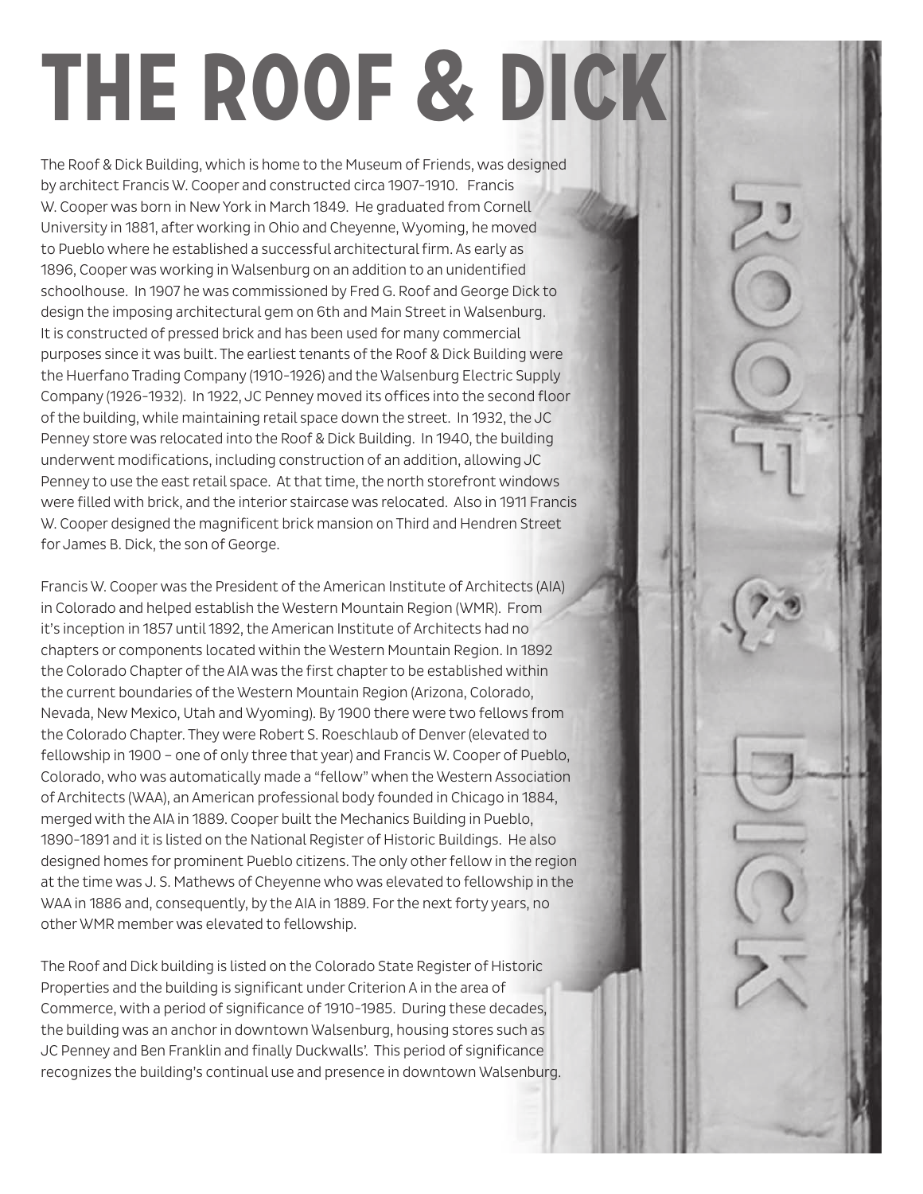# THE ROOF & DICK

The Roof & Dick Building, which is home to the Museum of Friends, was designed by architect Francis W. Cooper and constructed circa 1907-1910. Francis W. Cooper was born in New York in March 1849. He graduated from Cornell University in 1881, after working in Ohio and Cheyenne, Wyoming, he moved to Pueblo where he established a successful architectural firm. As early as 1896, Cooper was working in Walsenburg on an addition to an unidentified schoolhouse. In 1907 he was commissioned by Fred G. Roof and George Dick to design the imposing architectural gem on 6th and Main Street in Walsenburg. It is constructed of pressed brick and has been used for many commercial purposes since it was built. The earliest tenants of the Roof & Dick Building were the Huerfano Trading Company (1910-1926) and the Walsenburg Electric Supply Company (1926-1932). In 1922, JC Penney moved its offices into the second floor of the building, while maintaining retail space down the street. In 1932, the JC Penney store was relocated into the Roof & Dick Building. In 1940, the building underwent modifications, including construction of an addition, allowing JC Penney to use the east retail space. At that time, the north storefront windows were filled with brick, and the interior staircase was relocated. Also in 1911 Francis W. Cooper designed the magnificent brick mansion on Third and Hendren Street for James B. Dick, the son of George.

Francis W. Cooper was the President of the American Institute of Architects (AIA) in Colorado and helped establish the Western Mountain Region (WMR). From it's inception in 1857 until 1892, the American Institute of Architects had no chapters or components located within the Western Mountain Region. In 1892 the Colorado Chapter of the AIA was the first chapter to be established within the current boundaries of the Western Mountain Region (Arizona, Colorado, Nevada, New Mexico, Utah and Wyoming). By 1900 there were two fellows from the Colorado Chapter. They were Robert S. Roeschlaub of Denver (elevated to fellowship in 1900 – one of only three that year) and Francis W. Cooper of Pueblo, Colorado, who was automatically made a "fellow" when the Western Association of Architects (WAA), an American professional body founded in Chicago in 1884, merged with the AIA in 1889. Cooper built the Mechanics Building in Pueblo, 1890-1891 and it is listed on the National Register of Historic Buildings. He also designed homes for prominent Pueblo citizens. The only other fellow in the region at the time was J. S. Mathews of Cheyenne who was elevated to fellowship in the WAA in 1886 and, consequently, by the AIA in 1889. For the next forty years, no other WMR member was elevated to fellowship.

The Roof and Dick building is listed on the Colorado State Register of Historic Properties and the building is significant under Criterion A in the area of Commerce, with a period of significance of 1910-1985. During these decades, the building was an anchor in downtown Walsenburg, housing stores such as JC Penney and Ben Franklin and finally Duckwalls'. This period of significance recognizes the building's continual use and presence in downtown Walsenburg.